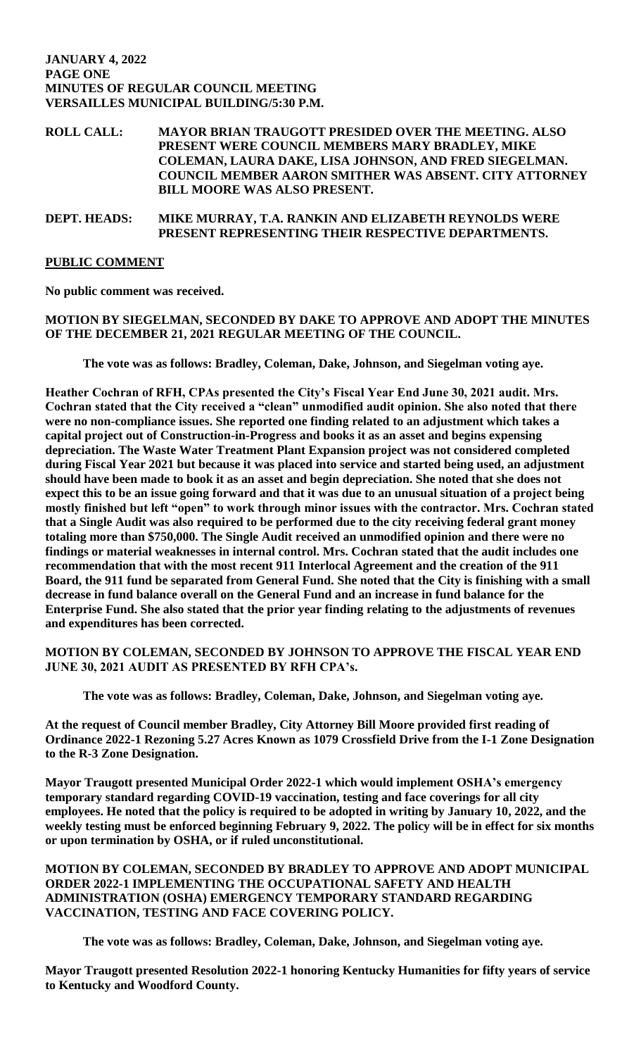**JANUARY 4, 2022**
**PAGE ONE**
**MINUTES OF REGULAR COUNCIL MEETING**
**VERSAILLES MUNICIPAL BUILDING/5:30 P.M.**

**ROLL CALL:** **MAYOR BRIAN TRAUGOTT PRESIDED OVER THE MEETING. ALSO PRESENT WERE COUNCIL MEMBERS MARY BRADLEY, MIKE COLEMAN, LAURA DAKE, LISA JOHNSON, AND FRED SIEGELMAN. COUNCIL MEMBER AARON SMITHER WAS ABSENT. CITY ATTORNEY BILL MOORE WAS ALSO PRESENT.**

**DEPT. HEADS:** **MIKE MURRAY, T.A. RANKIN AND ELIZABETH REYNOLDS WERE PRESENT REPRESENTING THEIR RESPECTIVE DEPARTMENTS.**

**PUBLIC COMMENT**

**No public comment was received.**

**MOTION BY SIEGELMAN, SECONDED BY DAKE TO APPROVE AND ADOPT THE MINUTES OF THE DECEMBER 21, 2021 REGULAR MEETING OF THE COUNCIL.**

**The vote was as follows: Bradley, Coleman, Dake, Johnson, and Siegelman voting aye.**

**Heather Cochran of RFH, CPAs presented the City's Fiscal Year End June 30, 2021 audit. Mrs. Cochran stated that the City received a "clean" unmodified audit opinion. She also noted that there were no non-compliance issues. She reported one finding related to an adjustment which takes a capital project out of Construction-in-Progress and books it as an asset and begins expensing depreciation. The Waste Water Treatment Plant Expansion project was not considered completed during Fiscal Year 2021 but because it was placed into service and started being used, an adjustment should have been made to book it as an asset and begin depreciation. She noted that she does not expect this to be an issue going forward and that it was due to an unusual situation of a project being mostly finished but left "open" to work through minor issues with the contractor. Mrs. Cochran stated that a Single Audit was also required to be performed due to the city receiving federal grant money totaling more than $750,000. The Single Audit received an unmodified opinion and there were no findings or material weaknesses in internal control. Mrs. Cochran stated that the audit includes one recommendation that with the most recent 911 Interlocal Agreement and the creation of the 911 Board, the 911 fund be separated from General Fund. She noted that the City is finishing with a small decrease in fund balance overall on the General Fund and an increase in fund balance for the Enterprise Fund. She also stated that the prior year finding relating to the adjustments of revenues and expenditures has been corrected.**

**MOTION BY COLEMAN, SECONDED BY JOHNSON TO APPROVE THE FISCAL YEAR END JUNE 30, 2021 AUDIT AS PRESENTED BY RFH CPA's.**

**The vote was as follows: Bradley, Coleman, Dake, Johnson, and Siegelman voting aye.**

**At the request of Council member Bradley, City Attorney Bill Moore provided first reading of Ordinance 2022-1 Rezoning 5.27 Acres Known as 1079 Crossfield Drive from the I-1 Zone Designation to the R-3 Zone Designation.**

**Mayor Traugott presented Municipal Order 2022-1 which would implement OSHA's emergency temporary standard regarding COVID-19 vaccination, testing and face coverings for all city employees. He noted that the policy is required to be adopted in writing by January 10, 2022, and the weekly testing must be enforced beginning February 9, 2022. The policy will be in effect for six months or upon termination by OSHA, or if ruled unconstitutional.**

**MOTION BY COLEMAN, SECONDED BY BRADLEY TO APPROVE AND ADOPT MUNICIPAL ORDER 2022-1 IMPLEMENTING THE OCCUPATIONAL SAFETY AND HEALTH ADMINISTRATION (OSHA) EMERGENCY TEMPORARY STANDARD REGARDING VACCINATION, TESTING AND FACE COVERING POLICY.**

**The vote was as follows: Bradley, Coleman, Dake, Johnson, and Siegelman voting aye.**

**Mayor Traugott presented Resolution 2022-1 honoring Kentucky Humanities for fifty years of service to Kentucky and Woodford County.**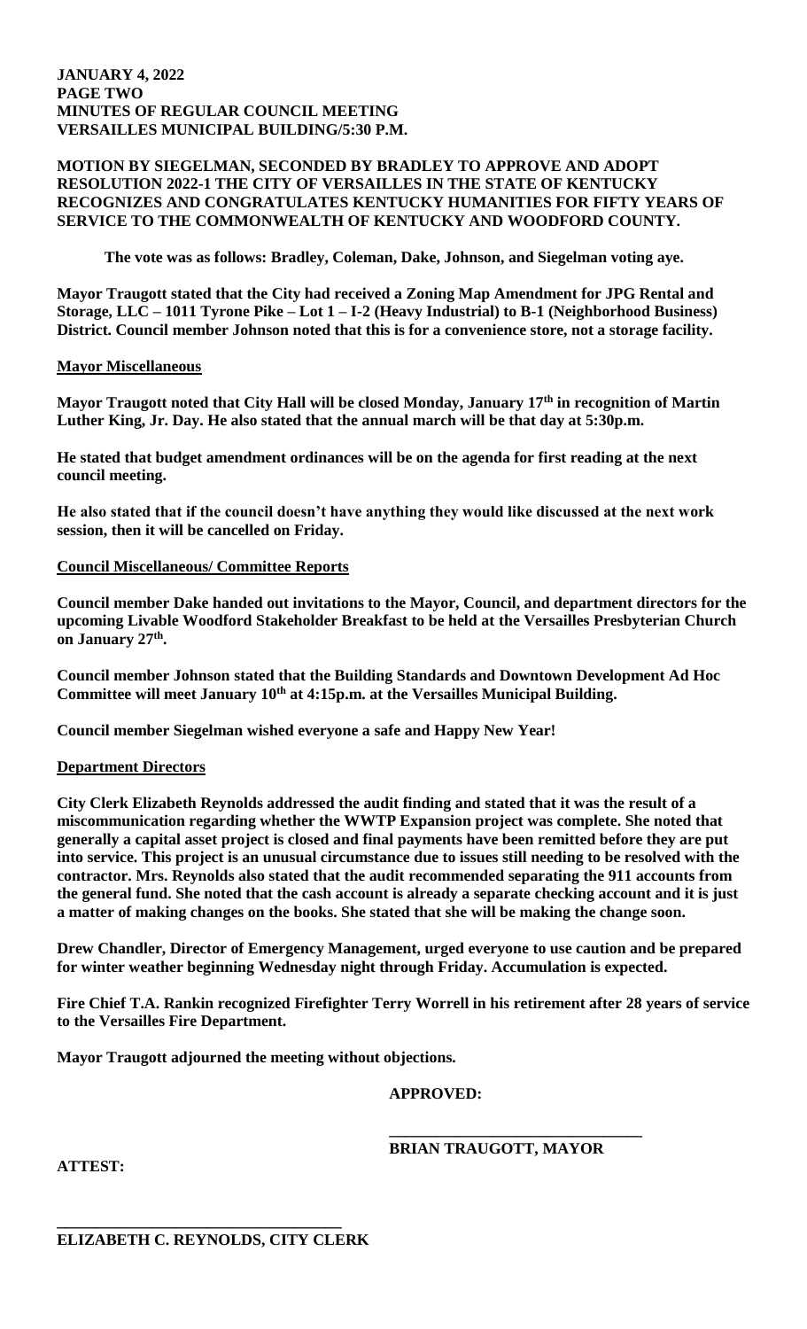**JANUARY 4, 2022**
**PAGE TWO**
**MINUTES OF REGULAR COUNCIL MEETING**
**VERSAILLES MUNICIPAL BUILDING/5:30 P.M.**

**MOTION BY SIEGELMAN, SECONDED BY BRADLEY TO APPROVE AND ADOPT RESOLUTION 2022-1 THE CITY OF VERSAILLES IN THE STATE OF KENTUCKY RECOGNIZES AND CONGRATULATES KENTUCKY HUMANITIES FOR FIFTY YEARS OF SERVICE TO THE COMMONWEALTH OF KENTUCKY AND WOODFORD COUNTY.**

**The vote was as follows: Bradley, Coleman, Dake, Johnson, and Siegelman voting aye.**

**Mayor Traugott stated that the City had received a Zoning Map Amendment for JPG Rental and Storage, LLC – 1011 Tyrone Pike – Lot 1 – I-2 (Heavy Industrial) to B-1 (Neighborhood Business) District. Council member Johnson noted that this is for a convenience store, not a storage facility.**

**Mayor Miscellaneous**

**Mayor Traugott noted that City Hall will be closed Monday, January 17th in recognition of Martin Luther King, Jr. Day. He also stated that the annual march will be that day at 5:30p.m.**

**He stated that budget amendment ordinances will be on the agenda for first reading at the next council meeting.**

**He also stated that if the council doesn't have anything they would like discussed at the next work session, then it will be cancelled on Friday.**

**Council Miscellaneous/ Committee Reports**

**Council member Dake handed out invitations to the Mayor, Council, and department directors for the upcoming Livable Woodford Stakeholder Breakfast to be held at the Versailles Presbyterian Church on January 27th.**

**Council member Johnson stated that the Building Standards and Downtown Development Ad Hoc Committee will meet January 10th at 4:15p.m. at the Versailles Municipal Building.**

**Council member Siegelman wished everyone a safe and Happy New Year!**

**Department Directors**

**City Clerk Elizabeth Reynolds addressed the audit finding and stated that it was the result of a miscommunication regarding whether the WWTP Expansion project was complete. She noted that generally a capital asset project is closed and final payments have been remitted before they are put into service. This project is an unusual circumstance due to issues still needing to be resolved with the contractor. Mrs. Reynolds also stated that the audit recommended separating the 911 accounts from the general fund. She noted that the cash account is already a separate checking account and it is just a matter of making changes on the books. She stated that she will be making the change soon.**

**Drew Chandler, Director of Emergency Management, urged everyone to use caution and be prepared for winter weather beginning Wednesday night through Friday. Accumulation is expected.**

**Fire Chief T.A. Rankin recognized Firefighter Terry Worrell in his retirement after 28 years of service to the Versailles Fire Department.**

**Mayor Traugott adjourned the meeting without objections.**

**APPROVED:**

**\_\_\_\_\_\_\_\_\_\_\_\_\_\_\_\_\_\_\_\_\_\_\_\_\_\_\_\_\_\_\_**
**BRIAN TRAUGOTT, MAYOR**

**ATTEST:**

**\_\_\_\_\_\_\_\_\_\_\_\_\_\_\_\_\_\_\_\_\_\_\_\_\_\_\_\_\_\_\_\_\_\_\_**
**ELIZABETH C. REYNOLDS, CITY CLERK**